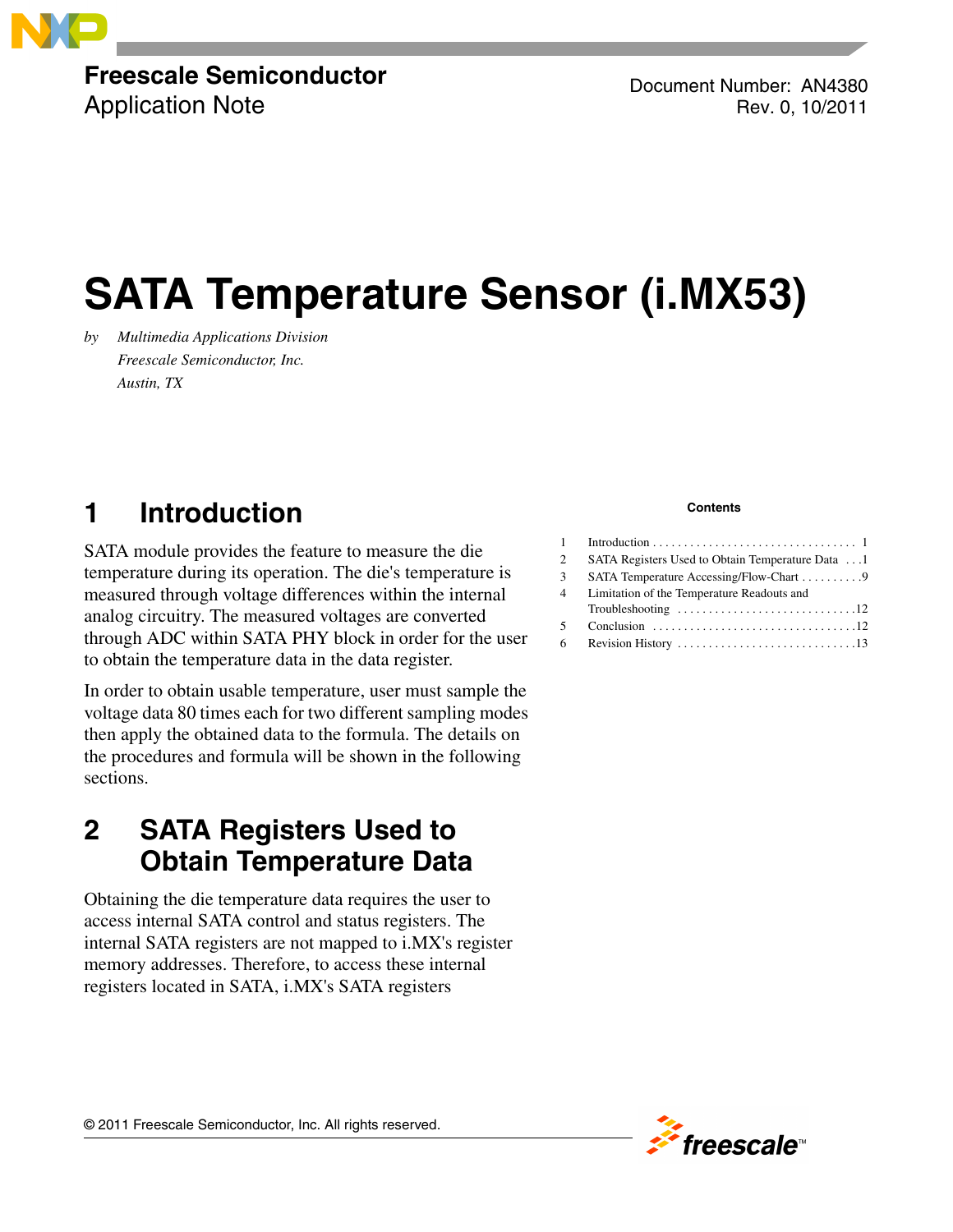Freescale Semiconductor
Application Note

Document Number: AN4380
Rev. 0, 10/2011

# SATA Temperature Sensor (i.MX53)

by *Multimedia Applications Division*
*Freescale Semiconductor, Inc.*
*Austin, TX*

**Contents**

| | | |
|---|---|---|
| 1 | Introduction | 1 |
| 2 | SATA Registers Used to Obtain Temperature Data | 1 |
| 3 | SATA Temperature Accessing/Flow-Chart | 9 |
| 4 | Limitation of the Temperature Readouts and Troubleshooting | 12 |
| 5 | Conclusion | 12 |
| 6 | Revision History | 13 |

## 1 Introduction

SATA module provides the feature to measure the die temperature during its operation. The die's temperature is measured through voltage differences within the internal analog circuitry. The measured voltages are converted through ADC within SATA PHY block in order for the user to obtain the temperature data in the data register.

In order to obtain usable temperature, user must sample the voltage data 80 times each for two different sampling modes then apply the obtained data to the formula. The details on the procedures and formula will be shown in the following sections.

## 2 SATA Registers Used to Obtain Temperature Data

Obtaining the die temperature data requires the user to access internal SATA control and status registers. The internal SATA registers are not mapped to i.MX's register memory addresses. Therefore, to access these internal registers located in SATA, i.MX's SATA registers

© 2011 Freescale Semiconductor, Inc. All rights reserved.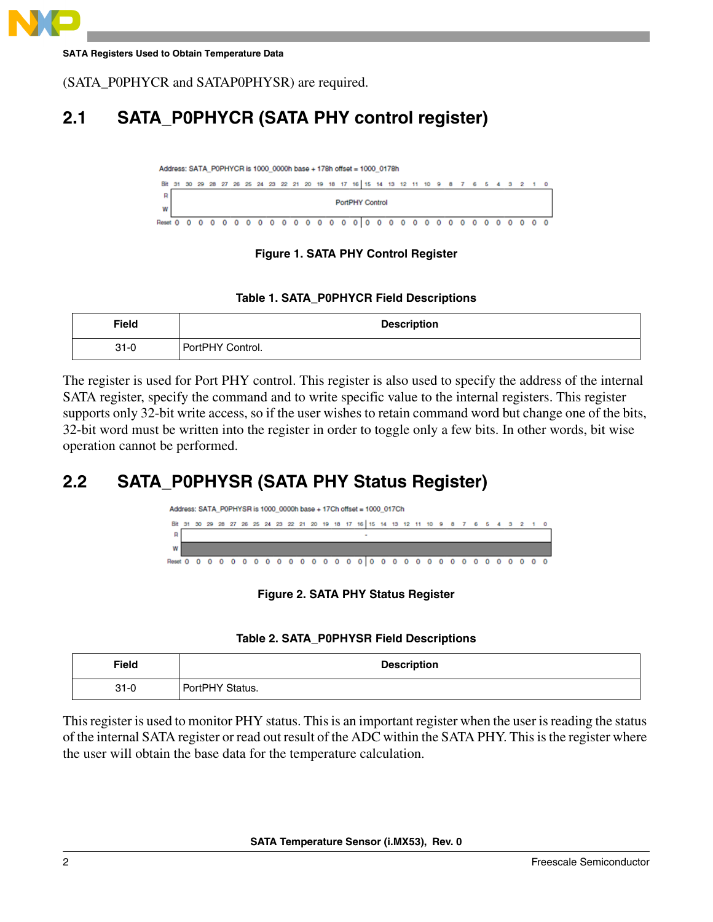(SATA_P0PHYCR and SATAP0PHYSR) are required.

## 2.1 SATA_P0PHYCR (SATA PHY control register)

Address: SATA_P0PHYCR is 1000_0000h base + 178h offset = 1000_0178h

| Bit | 31 | 30 | 29 | 28 | 27 | 26 | 25 | 24 | 23 | 22 | 21 | 20 | 19 | 18 | 17 | 16 | 15 | 14 | 13 | 12 | 11 | 10 | 9 | 8 | 7 | 6 | 5 | 4 | 3 | 2 | 1 | 0 |
|---|---|---|---|---|---|---|---|---|---|---|---|---|---|---|---|---|---|---|---|---|---|---|---|---|---|---|---|---|---|---|---|---|
| R/W | PortPHY Control | | | | | | | | | | | | | | | | | | | | | | | | | | | | | | | |
| Reset | 0 | 0 | 0 | 0 | 0 | 0 | 0 | 0 | 0 | 0 | 0 | 0 | 0 | 0 | 0 | 0 | 0 | 0 | 0 | 0 | 0 | 0 | 0 | 0 | 0 | 0 | 0 | 0 | 0 | 0 | 0 | 0 |

**Figure 1. SATA PHY Control Register**

**Table 1. SATA_P0PHYCR Field Descriptions**

| Field | Description |
|---|---|
| 31-0 | PortPHY Control. |

The register is used for Port PHY control. This register is also used to specify the address of the internal SATA register, specify the command and to write specific value to the internal registers. This register supports only 32-bit write access, so if the user wishes to retain command word but change one of the bits, 32-bit word must be written into the register in order to toggle only a few bits. In other words, bit wise operation cannot be performed.

## 2.2 SATA_P0PHYSR (SATA PHY Status Register)

Address: SATA_P0PHYSR is 1000_0000h base + 17Ch offset = 1000_017Ch

| Bit | 31 | 30 | 29 | 28 | 27 | 26 | 25 | 24 | 23 | 22 | 21 | 20 | 19 | 18 | 17 | 16 | 15 | 14 | 13 | 12 | 11 | 10 | 9 | 8 | 7 | 6 | 5 | 4 | 3 | 2 | 1 | 0 |
|---|---|---|---|---|---|---|---|---|---|---|---|---|---|---|---|---|---|---|---|---|---|---|---|---|---|---|---|---|---|---|---|---|
| R | - | | | | | | | | | | | | | | | | | | | | | | | | | | | | | | | |
| W | | | | | | | | | | | | | | | | | | | | | | | | | | | | | | | | |
| Reset | 0 | 0 | 0 | 0 | 0 | 0 | 0 | 0 | 0 | 0 | 0 | 0 | 0 | 0 | 0 | 0 | 0 | 0 | 0 | 0 | 0 | 0 | 0 | 0 | 0 | 0 | 0 | 0 | 0 | 0 | 0 | 0 |

**Figure 2. SATA PHY Status Register**

**Table 2. SATA_P0PHYSR Field Descriptions**

| Field | Description |
|---|---|
| 31-0 | PortPHY Status. |

This register is used to monitor PHY status. This is an important register when the user is reading the status of the internal SATA register or read out result of the ADC within the SATA PHY. This is the register where the user will obtain the base data for the temperature calculation.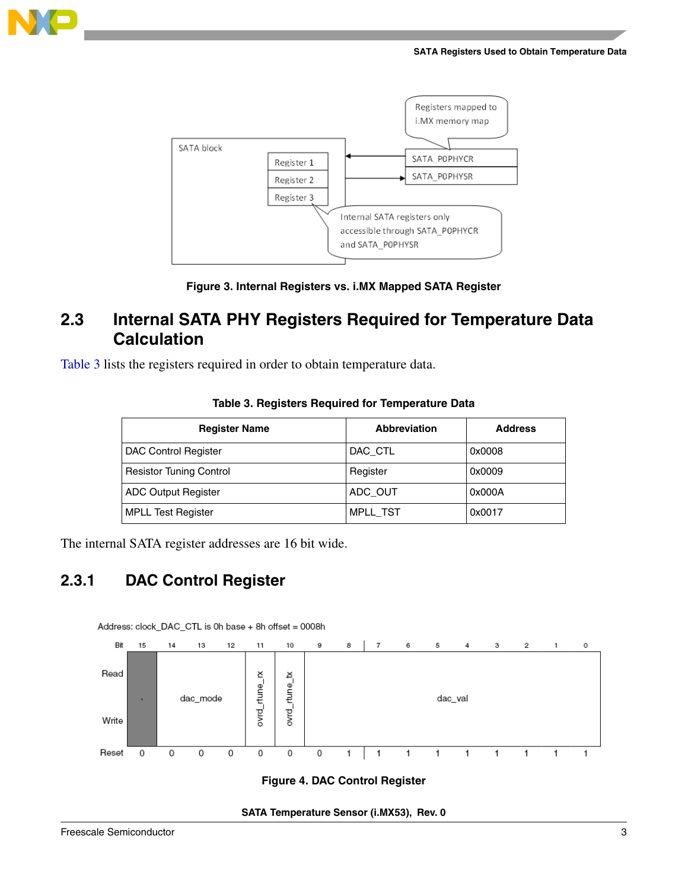Registers mapped to i.MX memory map

SATA block

Register 1

Register 2

Register 3

SATA_P0PHYCR

SATA_P0PHYSR

Internal SATA registers only accessible through SATA_P0PHYCR and SATA_P0PHYSR

**Figure 3. Internal Registers vs. i.MX Mapped SATA Register**

## 2.3 Internal SATA PHY Registers Required for Temperature Data Calculation

Table 3 lists the registers required in order to obtain temperature data.

**Table 3. Registers Required for Temperature Data**

| Register Name | Abbreviation | Address |
|---|---|---|
| DAC Control Register | DAC_CTL | 0x0008 |
| Resistor Tuning Control | Register | 0x0009 |
| ADC Output Register | ADC_OUT | 0x000A |
| MPLL Test Register | MPLL_TST | 0x0017 |

The internal SATA register addresses are 16 bit wide.

### 2.3.1 DAC Control Register

Address: clock_DAC_CTL is 0h base + 8h offset = 0008h

| Bit | 15 | 14 | 13 | 12 | 11 | 10 | 9 | 8 | 7 | 6 | 5 | 4 | 3 | 2 | 1 | 0 |
|---|---|---|---|---|---|---|---|---|---|---|---|---|---|---|---|---|
| Read / Write | - | dac_mode | | | ovrd_rtune_rx | ovrd_rtune_tx | dac_val | | | | | | | | | |
| Reset | 0 | 0 | 0 | 0 | 0 | 0 | 0 | 1 | 1 | 1 | 1 | 1 | 1 | 1 | 1 | 1 |

**Figure 4. DAC Control Register**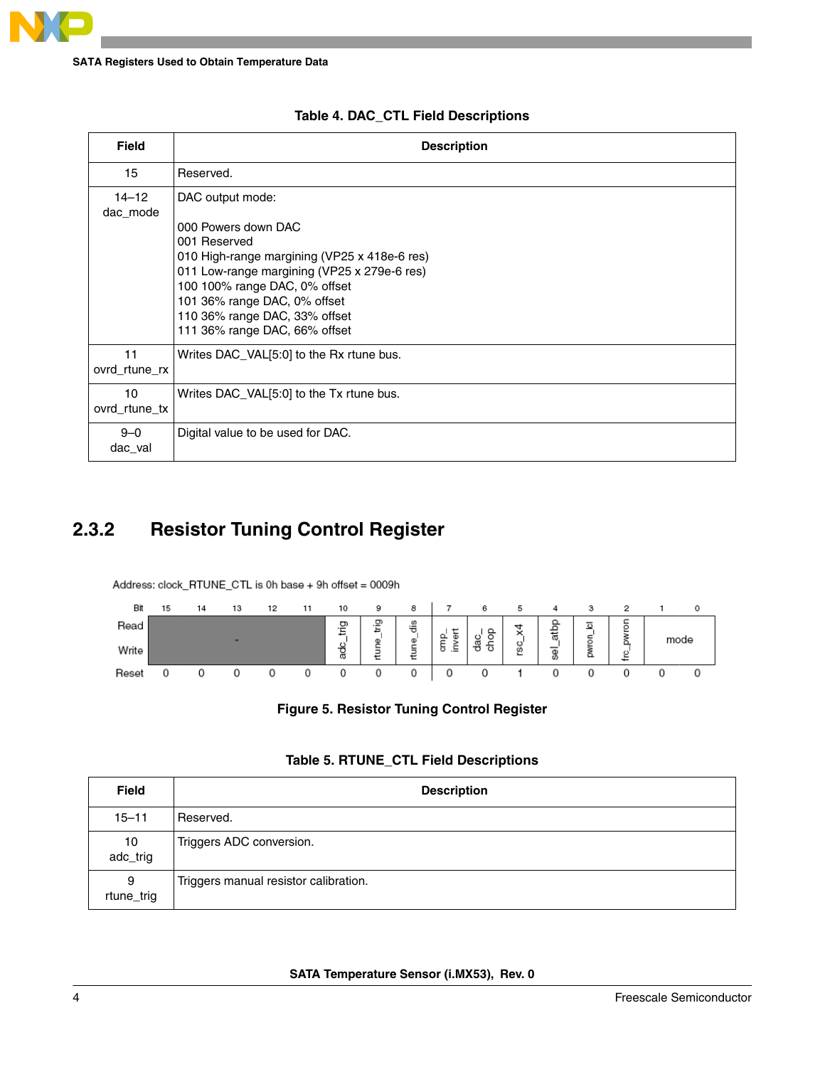**Table 4. DAC_CTL Field Descriptions**

| Field | Description |
|---|---|
| 15 | Reserved. |
| 14–12<br>dac_mode | DAC output mode:<br><br>000 Powers down DAC<br>001 Reserved<br>010 High-range margining (VP25 x 418e-6 res)<br>011 Low-range margining (VP25 x 279e-6 res)<br>100 100% range DAC, 0% offset<br>101 36% range DAC, 0% offset<br>110 36% range DAC, 33% offset<br>111 36% range DAC, 66% offset |
| 11<br>ovrd_rtune_rx | Writes DAC_VAL[5:0] to the Rx rtune bus. |
| 10<br>ovrd_rtune_tx | Writes DAC_VAL[5:0] to the Tx rtune bus. |
| 9–0<br>dac_val | Digital value to be used for DAC. |

## 2.3.2 Resistor Tuning Control Register

Address: clock_RTUNE_CTL is 0h base + 9h offset = 0009h

| Bit | 15 | 14 | 13 | 12 | 11 | 10 | 9 | 8 | 7 | 6 | 5 | 4 | 3 | 2 | 1 | 0 |
|---|---|---|---|---|---|---|---|---|---|---|---|---|---|---|---|---|
| Read/Write | - | | | | | adc_trig | rtune_trig | rtune_dis | cmp_invert | dac_chop | rsc_x4 | sel_atbp | pwron_lcl | frc_pwron | mode | |
| Reset | 0 | 0 | 0 | 0 | 0 | 0 | 0 | 0 | 0 | 0 | 1 | 0 | 0 | 0 | 0 | 0 |

**Figure 5. Resistor Tuning Control Register**

**Table 5. RTUNE_CTL Field Descriptions**

| Field | Description |
|---|---|
| 15–11 | Reserved. |
| 10<br>adc_trig | Triggers ADC conversion. |
| 9<br>rtune_trig | Triggers manual resistor calibration. |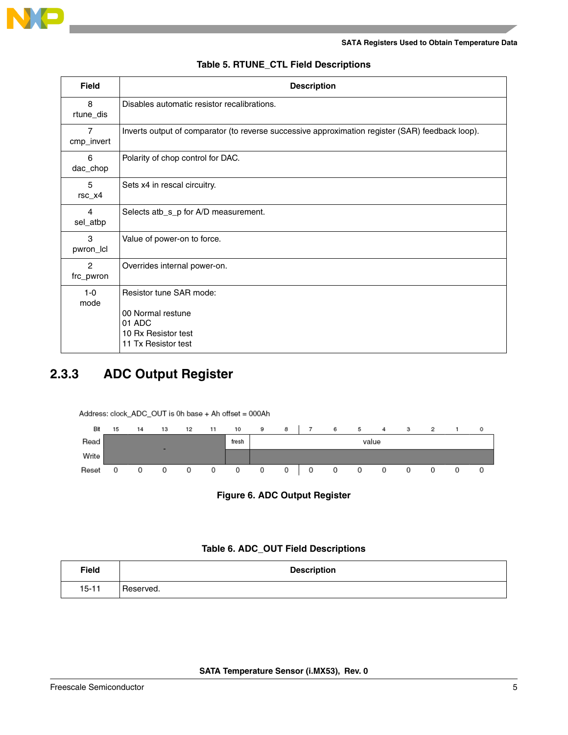**Table 5. RTUNE_CTL Field Descriptions**

| Field | Description |
|---|---|
| 8<br>rtune_dis | Disables automatic resistor recalibrations. |
| 7<br>cmp_invert | Inverts output of comparator (to reverse successive approximation register (SAR) feedback loop). |
| 6<br>dac_chop | Polarity of chop control for DAC. |
| 5<br>rsc_x4 | Sets x4 in rescal circuitry. |
| 4<br>sel_atbp | Selects atb_s_p for A/D measurement. |
| 3<br>pwron_lcl | Value of power-on to force. |
| 2<br>frc_pwron | Overrides internal power-on. |
| 1-0<br>mode | Resistor tune SAR mode:<br><br>00 Normal restune<br>01 ADC<br>10 Rx Resistor test<br>11 Tx Resistor test |

## 2.3.3 ADC Output Register

Address: clock_ADC_OUT is 0h base + Ah offset = 000Ah

| Bit | 15 | 14 | 13 | 12 | 11 | 10 | 9 | 8 | 7 | 6 | 5 | 4 | 3 | 2 | 1 | 0 |
|---|---|---|---|---|---|---|---|---|---|---|---|---|---|---|---|---|
| Read | - | | | | | fresh | value | | | | | | | | | |
| Write | | | | | | | | | | | | | | | | |
| Reset | 0 | 0 | 0 | 0 | 0 | 0 | 0 | 0 | 0 | 0 | 0 | 0 | 0 | 0 | 0 | 0 |

**Figure 6. ADC Output Register**

**Table 6. ADC_OUT Field Descriptions**

| Field | Description |
|---|---|
| 15-11 | Reserved. |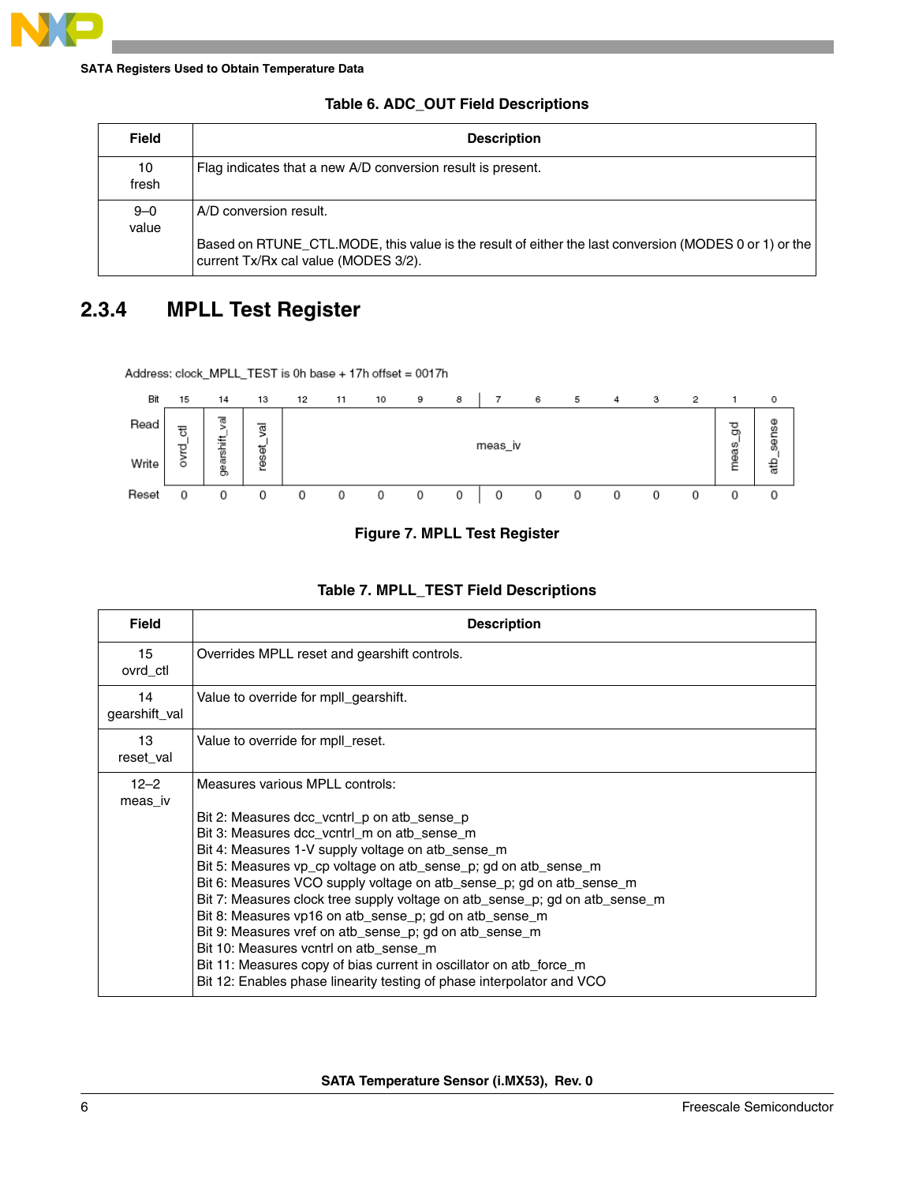**Table 6. ADC_OUT Field Descriptions**

| Field | Description |
|---|---|
| 10<br>fresh | Flag indicates that a new A/D conversion result is present. |
| 9–0<br>value | A/D conversion result.<br><br>Based on RTUNE_CTL.MODE, this value is the result of either the last conversion (MODES 0 or 1) or the current Tx/Rx cal value (MODES 3/2). |

## 2.3.4 MPLL Test Register

Address: clock_MPLL_TEST is 0h base + 17h offset = 0017h

| Bit | 15 | 14 | 13 | 12 | 11 | 10 | 9 | 8 | 7 | 6 | 5 | 4 | 3 | 2 | 1 | 0 |
|---|---|---|---|---|---|---|---|---|---|---|---|---|---|---|---|---|
| Read / Write | ovrd_ctl | gearshift_val | reset_val | meas_iv | | | | | | | | | | | meas_gd | atb_sense |
| Reset | 0 | 0 | 0 | 0 | 0 | 0 | 0 | 0 | 0 | 0 | 0 | 0 | 0 | 0 | 0 | 0 |

**Figure 7. MPLL Test Register**

**Table 7. MPLL_TEST Field Descriptions**

| Field | Description |
|---|---|
| 15<br>ovrd_ctl | Overrides MPLL reset and gearshift controls. |
| 14<br>gearshift_val | Value to override for mpll_gearshift. |
| 13<br>reset_val | Value to override for mpll_reset. |
| 12–2<br>meas_iv | Measures various MPLL controls:<br><br>Bit 2: Measures dcc_vcntrl_p on atb_sense_p<br>Bit 3: Measures dcc_vcntrl_m on atb_sense_m<br>Bit 4: Measures 1-V supply voltage on atb_sense_m<br>Bit 5: Measures vp_cp voltage on atb_sense_p; gd on atb_sense_m<br>Bit 6: Measures VCO supply voltage on atb_sense_p; gd on atb_sense_m<br>Bit 7: Measures clock tree supply voltage on atb_sense_p; gd on atb_sense_m<br>Bit 8: Measures vp16 on atb_sense_p; gd on atb_sense_m<br>Bit 9: Measures vref on atb_sense_p; gd on atb_sense_m<br>Bit 10: Measures vcntrl on atb_sense_m<br>Bit 11: Measures copy of bias current in oscillator on atb_force_m<br>Bit 12: Enables phase linearity testing of phase interpolator and VCO |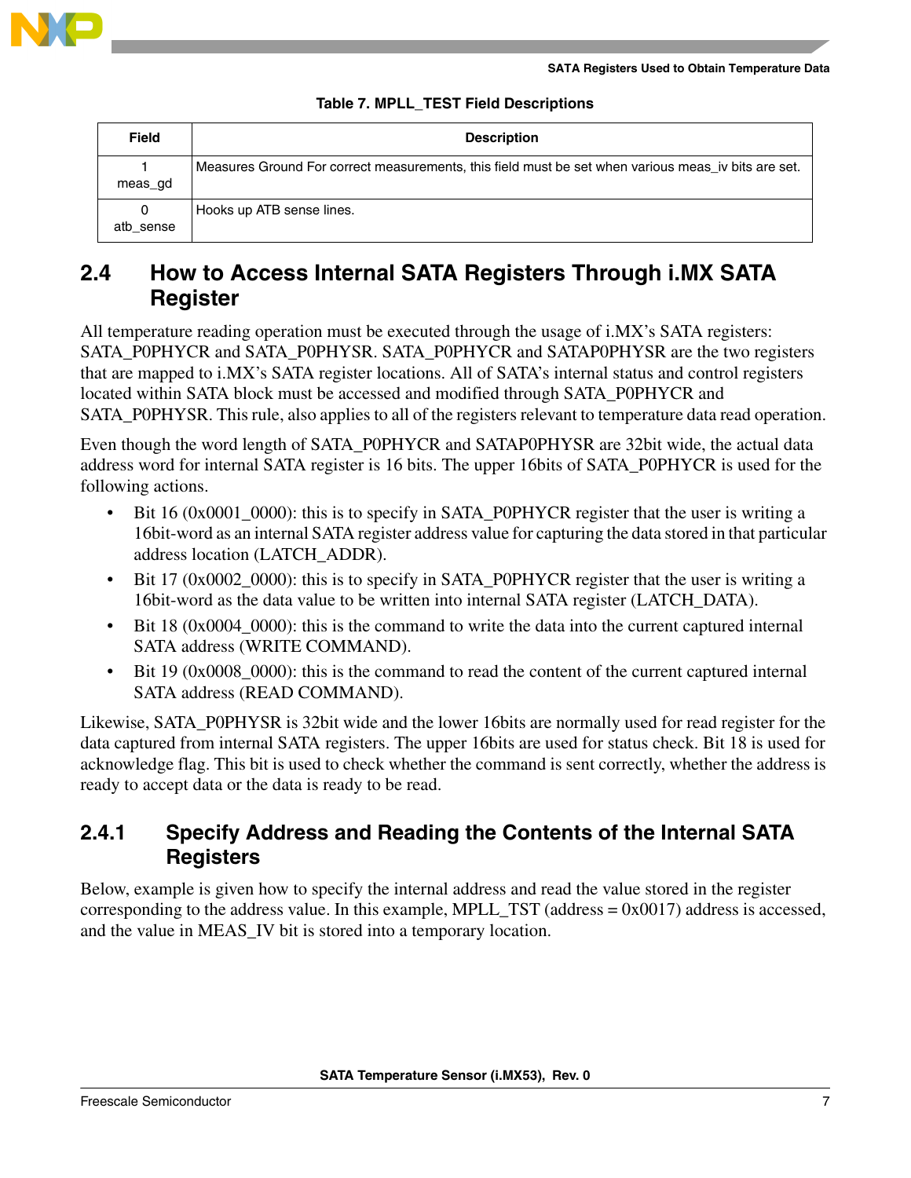**Table 7. MPLL_TEST Field Descriptions**

| Field | Description |
|---|---|
| 1<br>meas_gd | Measures Ground For correct measurements, this field must be set when various meas_iv bits are set. |
| 0<br>atb_sense | Hooks up ATB sense lines. |

## 2.4 How to Access Internal SATA Registers Through i.MX SATA Register

All temperature reading operation must be executed through the usage of i.MX's SATA registers: SATA_P0PHYCR and SATA_P0PHYSR. SATA_P0PHYCR and SATAP0PHYSR are the two registers that are mapped to i.MX's SATA register locations. All of SATA's internal status and control registers located within SATA block must be accessed and modified through SATA_P0PHYCR and SATA_P0PHYSR. This rule, also applies to all of the registers relevant to temperature data read operation.

Even though the word length of SATA_P0PHYCR and SATAP0PHYSR are 32bit wide, the actual data address word for internal SATA register is 16 bits. The upper 16bits of SATA_P0PHYCR is used for the following actions.

- Bit 16 (0x0001_0000): this is to specify in SATA_P0PHYCR register that the user is writing a 16bit-word as an internal SATA register address value for capturing the data stored in that particular address location (LATCH_ADDR).
- Bit 17 (0x0002_0000): this is to specify in SATA_P0PHYCR register that the user is writing a 16bit-word as the data value to be written into internal SATA register (LATCH_DATA).
- Bit 18 (0x0004_0000): this is the command to write the data into the current captured internal SATA address (WRITE COMMAND).
- Bit 19 (0x0008_0000): this is the command to read the content of the current captured internal SATA address (READ COMMAND).

Likewise, SATA_P0PHYSR is 32bit wide and the lower 16bits are normally used for read register for the data captured from internal SATA registers. The upper 16bits are used for status check. Bit 18 is used for acknowledge flag. This bit is used to check whether the command is sent correctly, whether the address is ready to accept data or the data is ready to be read.

### 2.4.1 Specify Address and Reading the Contents of the Internal SATA Registers

Below, example is given how to specify the internal address and read the value stored in the register corresponding to the address value. In this example, MPLL_TST (address = 0x0017) address is accessed, and the value in MEAS_IV bit is stored into a temporary location.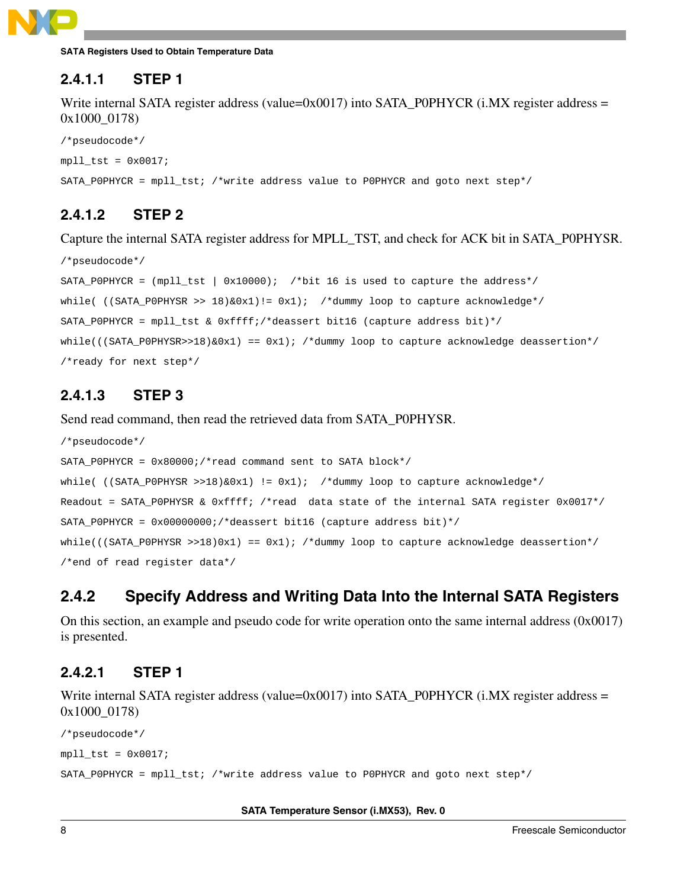#### 2.4.1.1 STEP 1

Write internal SATA register address (value=0x0017) into SATA_P0PHYCR (i.MX register address = 0x1000_0178)

```
/*pseudocode*/

mpll_tst = 0x0017;

SATA_P0PHYCR = mpll_tst; /*write address value to P0PHYCR and goto next step*/
```

#### 2.4.1.2 STEP 2

Capture the internal SATA register address for MPLL_TST, and check for ACK bit in SATA_P0PHYSR.

```
/*pseudocode*/

SATA_P0PHYCR = (mpll_tst | 0x10000);  /*bit 16 is used to capture the address*/

while( ((SATA_P0PHYSR >> 18)&0x1)!= 0x1);  /*dummy loop to capture acknowledge*/

SATA_P0PHYCR = mpll_tst & 0xffff;/*deassert bit16 (capture address bit)*/

while(((SATA_P0PHYSR>>18)&0x1) == 0x1); /*dummy loop to capture acknowledge deassertion*/

/*ready for next step*/
```

#### 2.4.1.3 STEP 3

Send read command, then read the retrieved data from SATA_P0PHYSR.

```
/*pseudocode*/

SATA_P0PHYCR = 0x80000;/*read command sent to SATA block*/

while( ((SATA_P0PHYSR >>18)&0x1) != 0x1);  /*dummy loop to capture acknowledge*/

Readout = SATA_P0PHYSR & 0xffff; /*read  data state of the internal SATA register 0x0017*/

SATA_P0PHYCR = 0x00000000;/*deassert bit16 (capture address bit)*/

while(((SATA_P0PHYSR >>18)0x1) == 0x1); /*dummy loop to capture acknowledge deassertion*/

/*end of read register data*/
```

### 2.4.2 Specify Address and Writing Data Into the Internal SATA Registers

On this section, an example and pseudo code for write operation onto the same internal address (0x0017) is presented.

#### 2.4.2.1 STEP 1

Write internal SATA register address (value=0x0017) into SATA_P0PHYCR (i.MX register address = 0x1000_0178)

```
/*pseudocode*/

mpll_tst = 0x0017;

SATA_P0PHYCR = mpll_tst; /*write address value to P0PHYCR and goto next step*/
```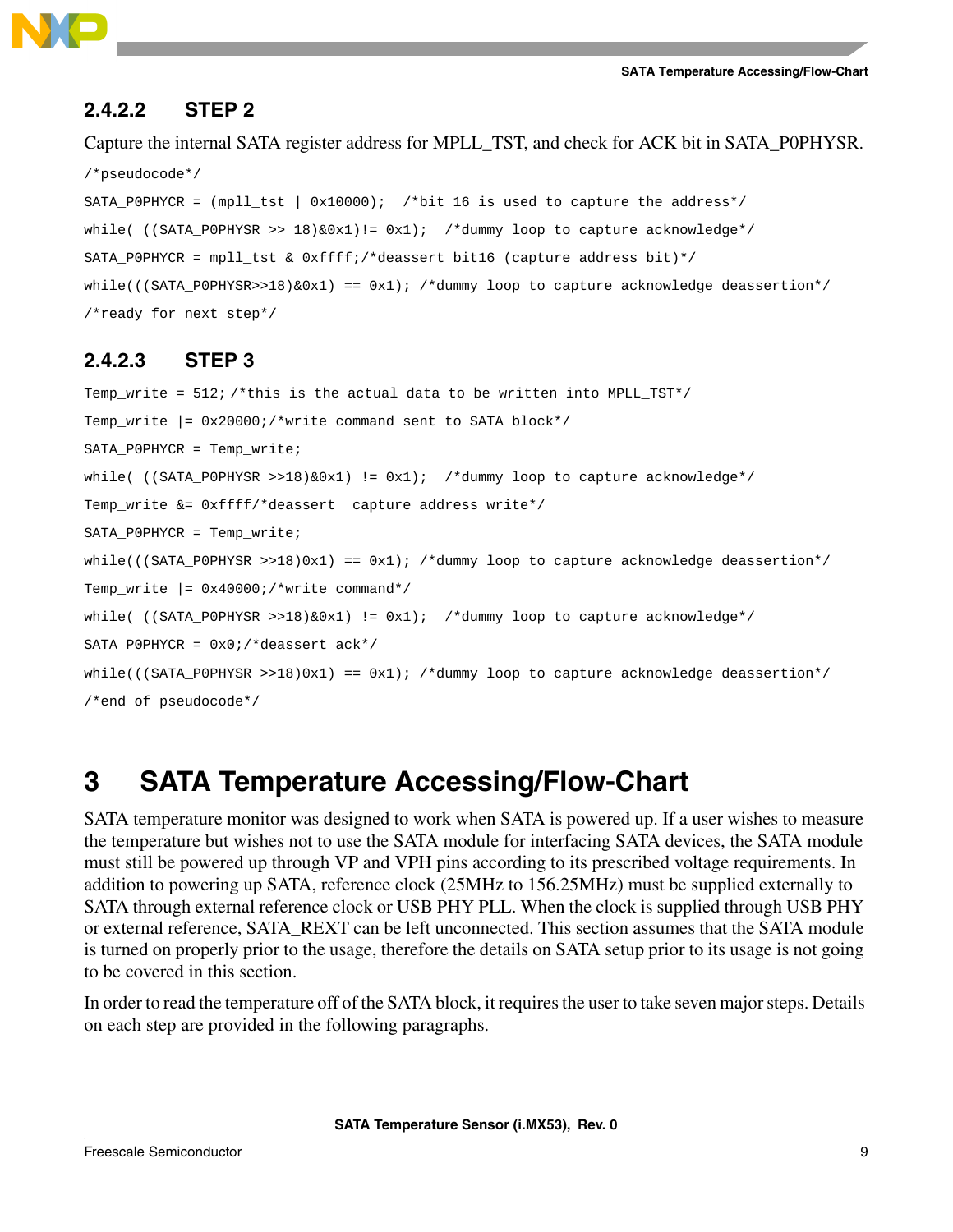### 2.4.2.2 STEP 2

Capture the internal SATA register address for MPLL_TST, and check for ACK bit in SATA_P0PHYSR.

```
/*pseudocode*/
SATA_P0PHYCR = (mpll_tst | 0x10000);  /*bit 16 is used to capture the address*/
while( ((SATA_P0PHYSR >> 18)&0x1)!= 0x1);  /*dummy loop to capture acknowledge*/
SATA_P0PHYCR = mpll_tst & 0xffff;/*deassert bit16 (capture address bit)*/
while(((SATA_P0PHYSR>>18)&0x1) == 0x1); /*dummy loop to capture acknowledge deassertion*/
/*ready for next step*/
```

### 2.4.2.3 STEP 3

```
Temp_write = 512;/*this is the actual data to be written into MPLL_TST*/
Temp_write |= 0x20000;/*write command sent to SATA block*/
SATA_P0PHYCR = Temp_write;
while( ((SATA_P0PHYSR >>18)&0x1) != 0x1);  /*dummy loop to capture acknowledge*/
Temp_write &= 0xffff/*deassert  capture address write*/
SATA_P0PHYCR = Temp_write;
while(((SATA_P0PHYSR >>18)0x1) == 0x1); /*dummy loop to capture acknowledge deassertion*/
Temp_write |= 0x40000;/*write command*/
while( ((SATA_P0PHYSR >>18)&0x1) != 0x1);  /*dummy loop to capture acknowledge*/
SATA_P0PHYCR = 0x0;/*deassert ack*/
while(((SATA_P0PHYSR >>18)0x1) == 0x1); /*dummy loop to capture acknowledge deassertion*/
/*end of pseudocode*/
```

# 3 SATA Temperature Accessing/Flow-Chart

SATA temperature monitor was designed to work when SATA is powered up. If a user wishes to measure the temperature but wishes not to use the SATA module for interfacing SATA devices, the SATA module must still be powered up through VP and VPH pins according to its prescribed voltage requirements. In addition to powering up SATA, reference clock (25MHz to 156.25MHz) must be supplied externally to SATA through external reference clock or USB PHY PLL. When the clock is supplied through USB PHY or external reference, SATA_REXT can be left unconnected. This section assumes that the SATA module is turned on properly prior to the usage, therefore the details on SATA setup prior to its usage is not going to be covered in this section.

In order to read the temperature off of the SATA block, it requires the user to take seven major steps. Details on each step are provided in the following paragraphs.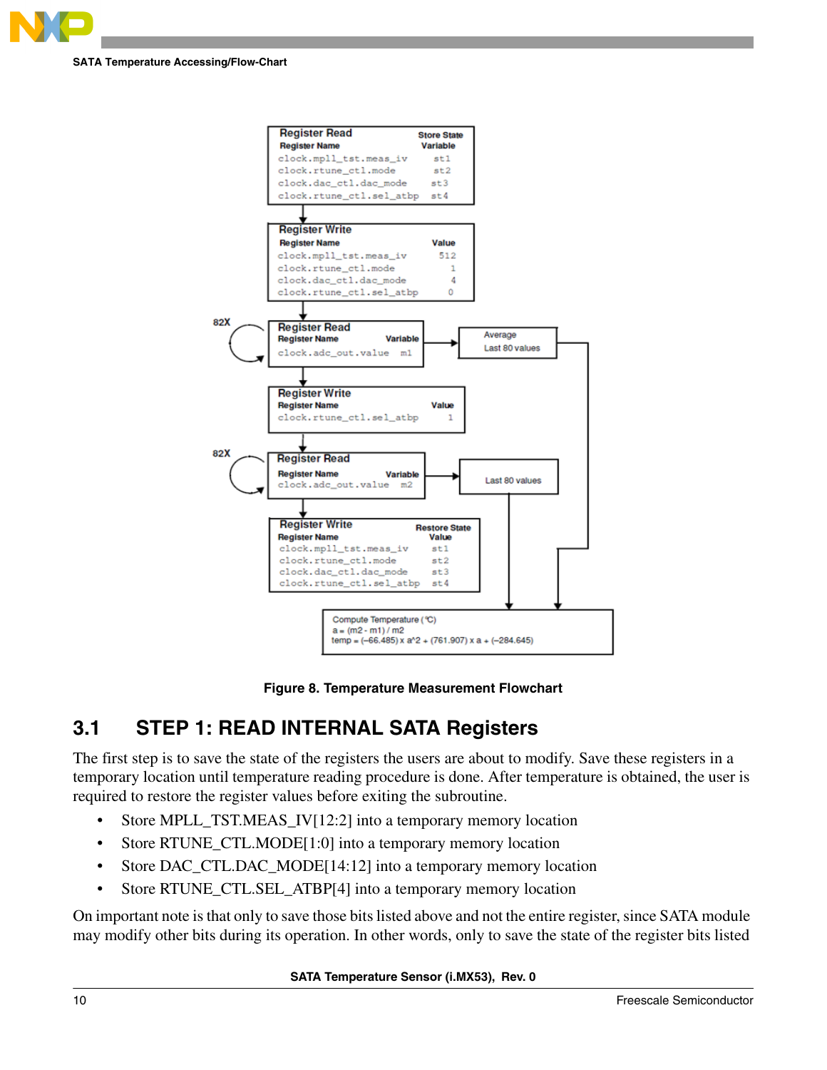Register Read

| Register Name | Store State Variable |
|---|---|
| clock.mpll_tst.meas_iv | st1 |
| clock.rtune_ctl.mode | st2 |
| clock.dac_ctl.dac_mode | st3 |
| clock.rtune_ctl.sel_atbp | st4 |

Register Write

| Register Name | Value |
|---|---|
| clock.mpll_tst.meas_iv | 512 |
| clock.rtune_ctl.mode | 1 |
| clock.dac_ctl.dac_mode | 4 |
| clock.rtune_ctl.sel_atbp | 0 |

82X Register Read

| Register Name | Variable |
|---|---|
| clock.adc_out.value | m1 |

Average Last 80 values

Register Write

| Register Name | Value |
|---|---|
| clock.rtune_ctl.sel_atbp | 1 |

82X Register Read

| Register Name | Variable |
|---|---|
| clock.adc_out.value | m2 |

Last 80 values

Register Write

| Register Name | Restore State Value |
|---|---|
| clock.mpll_tst.meas_iv | st1 |
| clock.rtune_ctl.mode | st2 |
| clock.dac_ctl.dac_mode | st3 |
| clock.rtune_ctl.sel_atbp | st4 |

Compute Temperature (℃)
a = (m2 - m1) / m2
temp = (–66.485) x a^2 + (761.907) x a + (–284.645)

**Figure 8. Temperature Measurement Flowchart**

## 3.1 STEP 1: READ INTERNAL SATA Registers

The first step is to save the state of the registers the users are about to modify. Save these registers in a temporary location until temperature reading procedure is done. After temperature is obtained, the user is required to restore the register values before exiting the subroutine.

- Store MPLL_TST.MEAS_IV[12:2] into a temporary memory location
- Store RTUNE_CTL.MODE[1:0] into a temporary memory location
- Store DAC_CTL.DAC_MODE[14:12] into a temporary memory location
- Store RTUNE_CTL.SEL_ATBP[4] into a temporary memory location

On important note is that only to save those bits listed above and not the entire register, since SATA module may modify other bits during its operation. In other words, only to save the state of the register bits listed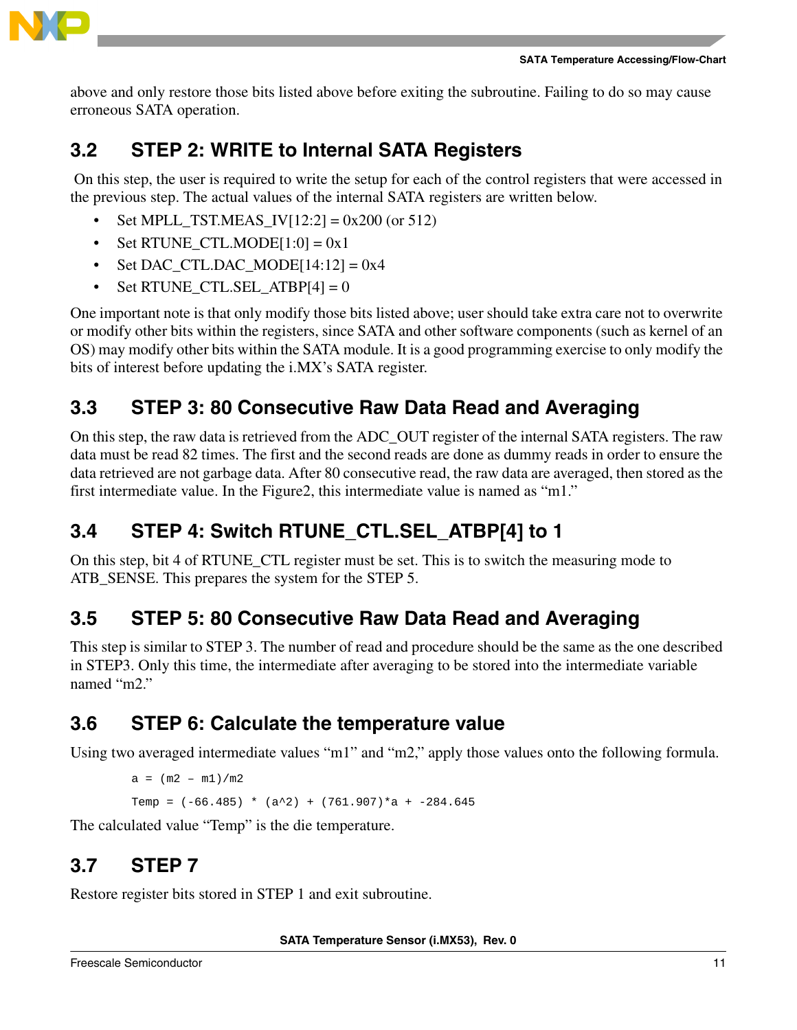above and only restore those bits listed above before exiting the subroutine. Failing to do so may cause erroneous SATA operation.

## 3.2 STEP 2: WRITE to Internal SATA Registers

On this step, the user is required to write the setup for each of the control registers that were accessed in the previous step. The actual values of the internal SATA registers are written below.

- Set MPLL_TST.MEAS_IV[12:2] = 0x200 (or 512)
- Set RTUNE_CTL.MODE[1:0] = 0x1
- Set DAC_CTL.DAC_MODE[14:12] = 0x4
- Set RTUNE_CTL.SEL_ATBP[4] = 0

One important note is that only modify those bits listed above; user should take extra care not to overwrite or modify other bits within the registers, since SATA and other software components (such as kernel of an OS) may modify other bits within the SATA module. It is a good programming exercise to only modify the bits of interest before updating the i.MX's SATA register.

## 3.3 STEP 3: 80 Consecutive Raw Data Read and Averaging

On this step, the raw data is retrieved from the ADC_OUT register of the internal SATA registers. The raw data must be read 82 times. The first and the second reads are done as dummy reads in order to ensure the data retrieved are not garbage data. After 80 consecutive read, the raw data are averaged, then stored as the first intermediate value. In the Figure2, this intermediate value is named as "m1."

## 3.4 STEP 4: Switch RTUNE_CTL.SEL_ATBP[4] to 1

On this step, bit 4 of RTUNE_CTL register must be set. This is to switch the measuring mode to ATB_SENSE. This prepares the system for the STEP 5.

## 3.5 STEP 5: 80 Consecutive Raw Data Read and Averaging

This step is similar to STEP 3. The number of read and procedure should be the same as the one described in STEP3. Only this time, the intermediate after averaging to be stored into the intermediate variable named "m2."

## 3.6 STEP 6: Calculate the temperature value

Using two averaged intermediate values "m1" and "m2," apply those values onto the following formula.

```
a = (m2 – m1)/m2

Temp = (-66.485) * (a^2) + (761.907)*a + -284.645
```

The calculated value "Temp" is the die temperature.

## 3.7 STEP 7

Restore register bits stored in STEP 1 and exit subroutine.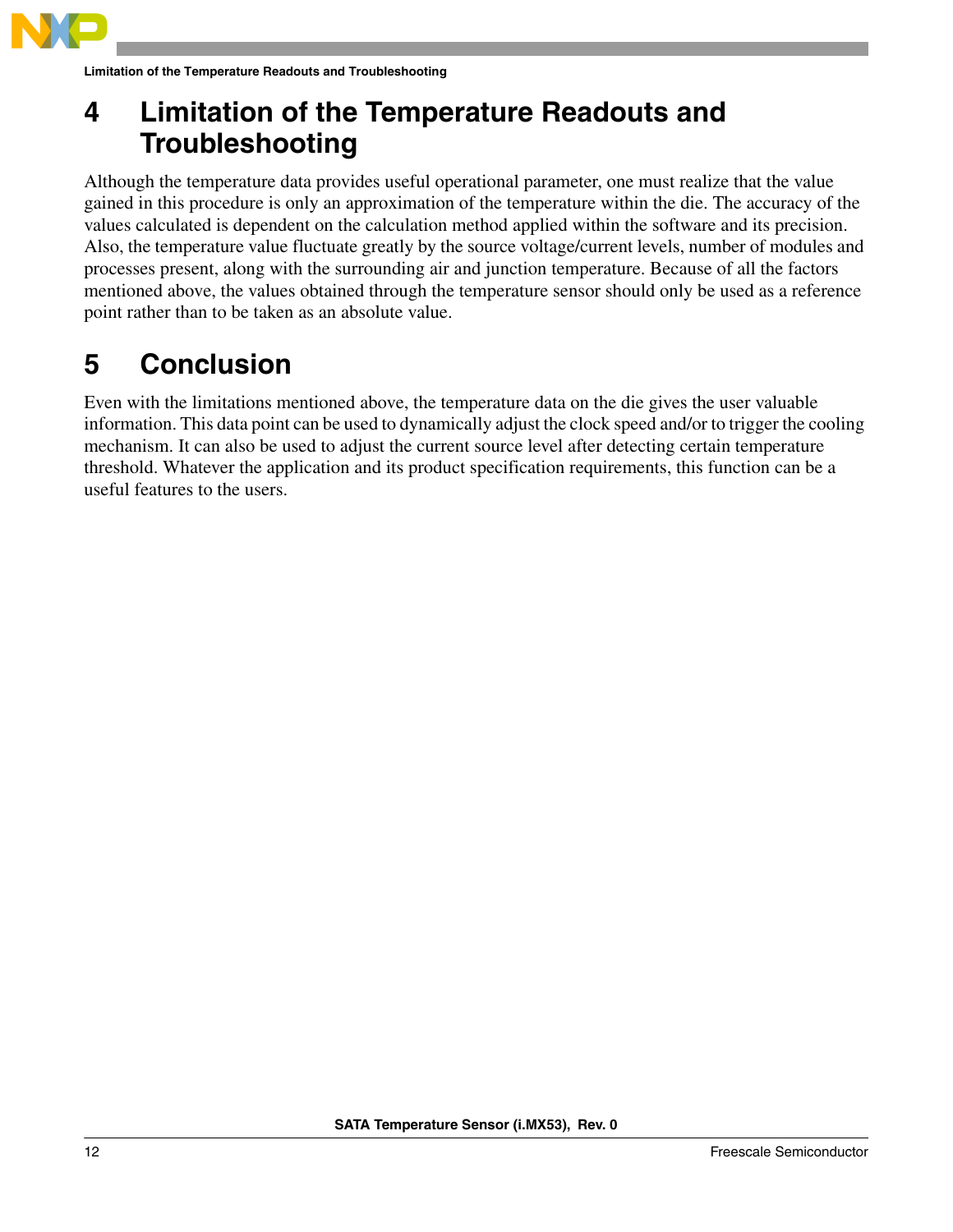# 4 Limitation of the Temperature Readouts and Troubleshooting

Although the temperature data provides useful operational parameter, one must realize that the value gained in this procedure is only an approximation of the temperature within the die. The accuracy of the values calculated is dependent on the calculation method applied within the software and its precision. Also, the temperature value fluctuate greatly by the source voltage/current levels, number of modules and processes present, along with the surrounding air and junction temperature. Because of all the factors mentioned above, the values obtained through the temperature sensor should only be used as a reference point rather than to be taken as an absolute value.

# 5 Conclusion

Even with the limitations mentioned above, the temperature data on the die gives the user valuable information. This data point can be used to dynamically adjust the clock speed and/or to trigger the cooling mechanism. It can also be used to adjust the current source level after detecting certain temperature threshold. Whatever the application and its product specification requirements, this function can be a useful features to the users.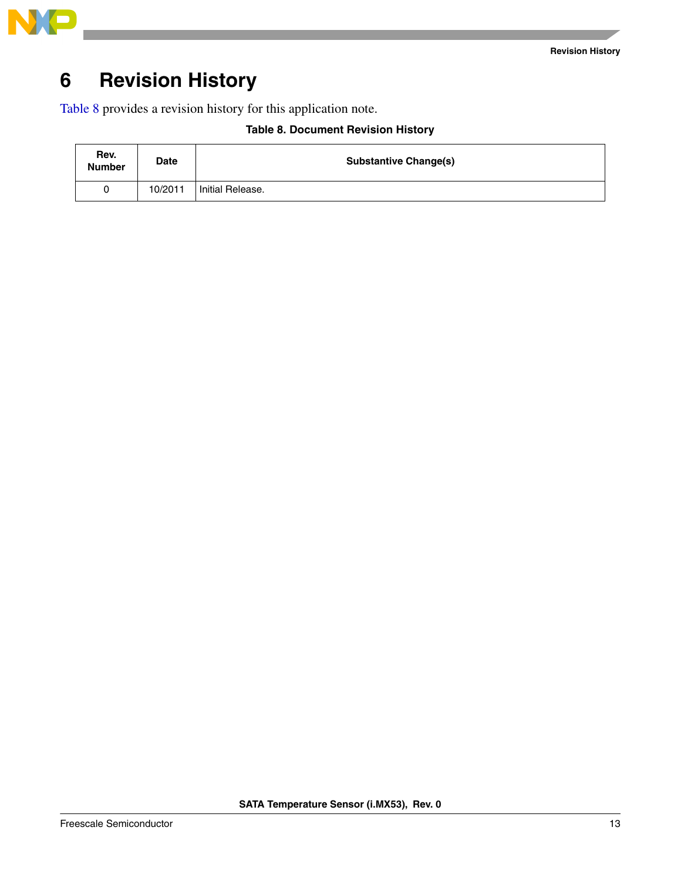# 6 Revision History

Table 8 provides a revision history for this application note.

**Table 8. Document Revision History**

| Rev. Number | Date | Substantive Change(s) |
|---|---|---|
| 0 | 10/2011 | Initial Release. |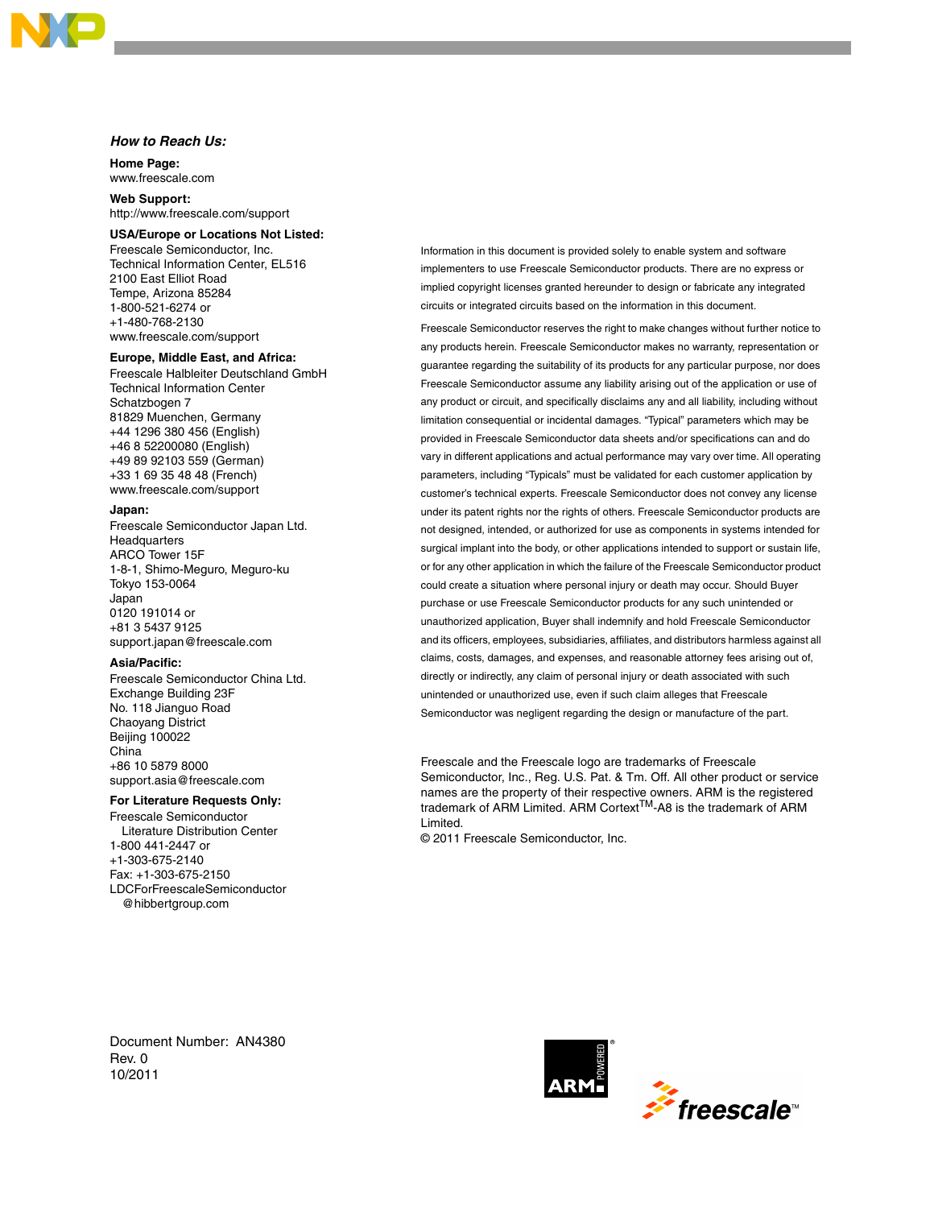***How to Reach Us:***

**Home Page:**
www.freescale.com

**Web Support:**
http://www.freescale.com/support

**USA/Europe or Locations Not Listed:**
Freescale Semiconductor, Inc.
Technical Information Center, EL516
2100 East Elliot Road
Tempe, Arizona 85284
1-800-521-6274 or
+1-480-768-2130
www.freescale.com/support

**Europe, Middle East, and Africa:**
Freescale Halbleiter Deutschland GmbH
Technical Information Center
Schatzbogen 7
81829 Muenchen, Germany
+44 1296 380 456 (English)
+46 8 52200080 (English)
+49 89 92103 559 (German)
+33 1 69 35 48 48 (French)
www.freescale.com/support

**Japan:**
Freescale Semiconductor Japan Ltd.
Headquarters
ARCO Tower 15F
1-8-1, Shimo-Meguro, Meguro-ku
Tokyo 153-0064
Japan
0120 191014 or
+81 3 5437 9125
support.japan@freescale.com

**Asia/Pacific:**
Freescale Semiconductor China Ltd.
Exchange Building 23F
No. 118 Jianguo Road
Chaoyang District
Beijing 100022
China
+86 10 5879 8000
support.asia@freescale.com

**For Literature Requests Only:**
Freescale Semiconductor
Literature Distribution Center
1-800 441-2447 or
+1-303-675-2140
Fax: +1-303-675-2150
LDCForFreescaleSemiconductor
@hibbertgroup.com

Information in this document is provided solely to enable system and software implementers to use Freescale Semiconductor products. There are no express or implied copyright licenses granted hereunder to design or fabricate any integrated circuits or integrated circuits based on the information in this document.

Freescale Semiconductor reserves the right to make changes without further notice to any products herein. Freescale Semiconductor makes no warranty, representation or guarantee regarding the suitability of its products for any particular purpose, nor does Freescale Semiconductor assume any liability arising out of the application or use of any product or circuit, and specifically disclaims any and all liability, including without limitation consequential or incidental damages. "Typical" parameters which may be provided in Freescale Semiconductor data sheets and/or specifications can and do vary in different applications and actual performance may vary over time. All operating parameters, including "Typicals" must be validated for each customer application by customer's technical experts. Freescale Semiconductor does not convey any license under its patent rights nor the rights of others. Freescale Semiconductor products are not designed, intended, or authorized for use as components in systems intended for surgical implant into the body, or other applications intended to support or sustain life, or for any other application in which the failure of the Freescale Semiconductor product could create a situation where personal injury or death may occur. Should Buyer purchase or use Freescale Semiconductor products for any such unintended or unauthorized application, Buyer shall indemnify and hold Freescale Semiconductor and its officers, employees, subsidiaries, affiliates, and distributors harmless against all claims, costs, damages, and expenses, and reasonable attorney fees arising out of, directly or indirectly, any claim of personal injury or death associated with such unintended or unauthorized use, even if such claim alleges that Freescale Semiconductor was negligent regarding the design or manufacture of the part.

Freescale and the Freescale logo are trademarks of Freescale Semiconductor, Inc., Reg. U.S. Pat. & Tm. Off. All other product or service names are the property of their respective owners. ARM is the registered trademark of ARM Limited. ARM Cortex™-A8 is the trademark of ARM Limited.
© 2011 Freescale Semiconductor, Inc.

Document Number: AN4380
Rev. 0
10/2011